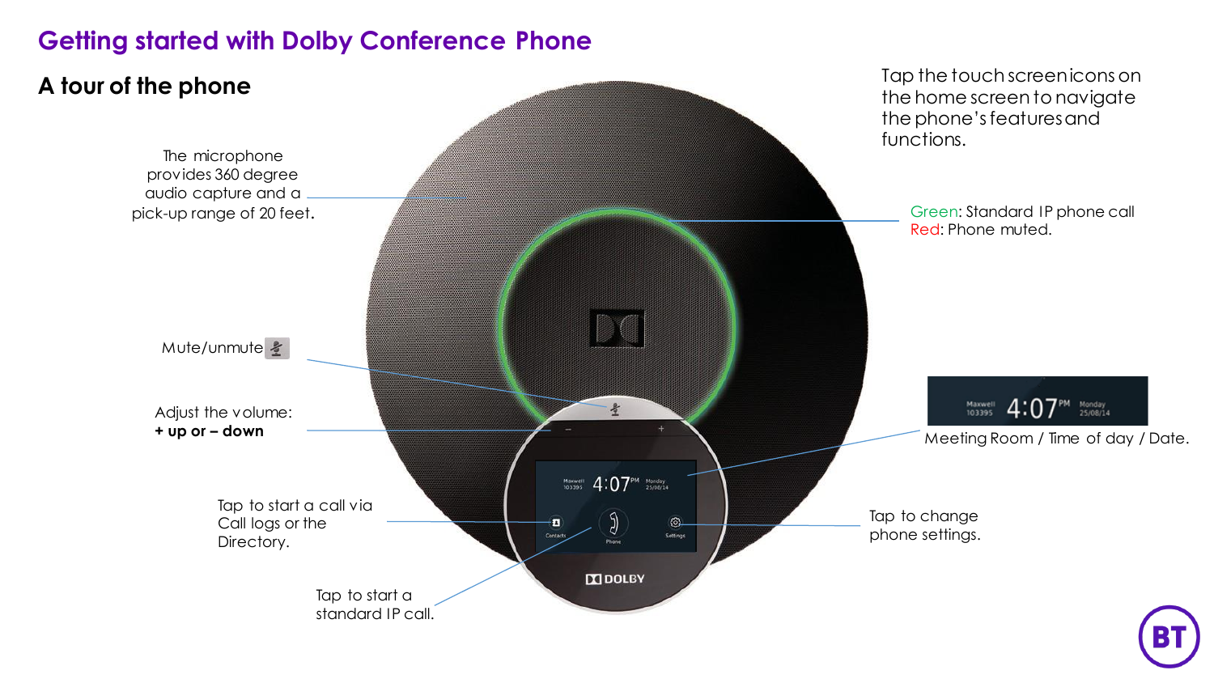# Getting started with Dolby Conference Phone

## A tour of the phone

Tap the touch screen icons on the home screen to navigate the phone's features and functions.

The microphone provides 360 degree audio capture and a pick-up range of 20 feet.

Green: Standard IP phone call
Red: Phone muted.

Mute/unmute

Adjust the volume:
**+ up or – down**

Meeting Room / Time of day / Date.

Tap to start a call via Call logs or the Directory.

Tap to change phone settings.

Tap to start a standard IP call.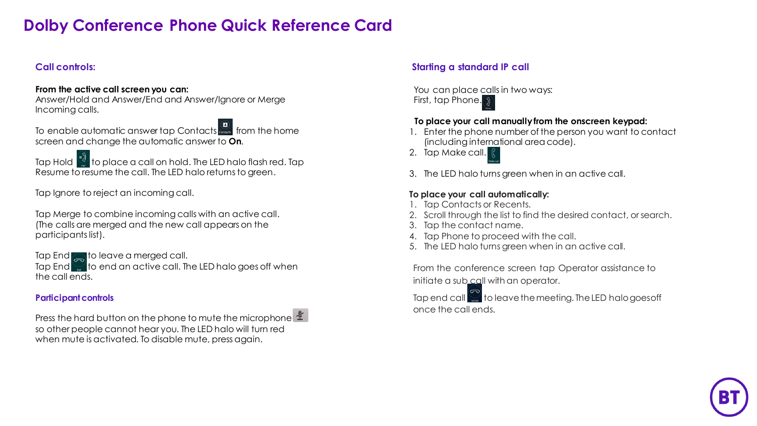# Dolby Conference Phone Quick Reference Card

## Call controls:

**From the active call screen you can:**
Answer/Hold and Answer/End and Answer/Ignore or Merge Incoming calls.

To enable automatic answer tap Contacts from the home screen and change the automatic answer to **On**.

Tap Hold to place a call on hold. The LED halo flash red. Tap Resume to resume the call. The LED halo returns to green.

Tap Ignore to reject an incoming call.

Tap Merge to combine incoming calls with an active call. (The calls are merged and the new call appears on the participants list).

Tap End to leave a merged call.
Tap End to end an active call. The LED halo goes off when the call ends.

## Participant controls

Press the hard button on the phone to mute the microphone so other people cannot hear you. The LED halo will turn red when mute is activated. To disable mute, press again.

## Starting a standard IP call

You can place calls in two ways:
First, tap Phone.

**To place your call manually from the onscreen keypad:**

1. Enter the phone number of the person you want to contact (including international area code).
2. Tap Make call.
3. The LED halo turns green when in an active call.

**To place your call automatically:**

1. Tap Contacts or Recents.
2. Scroll through the list to find the desired contact, or search.
3. Tap the contact name.
4. Tap Phone to proceed with the call.
5. The LED halo turns green when in an active call.

From the conference screen tap Operator assistance to initiate a sub call with an operator.

Tap end call to leave the meeting. The LED halo goes off once the call ends.